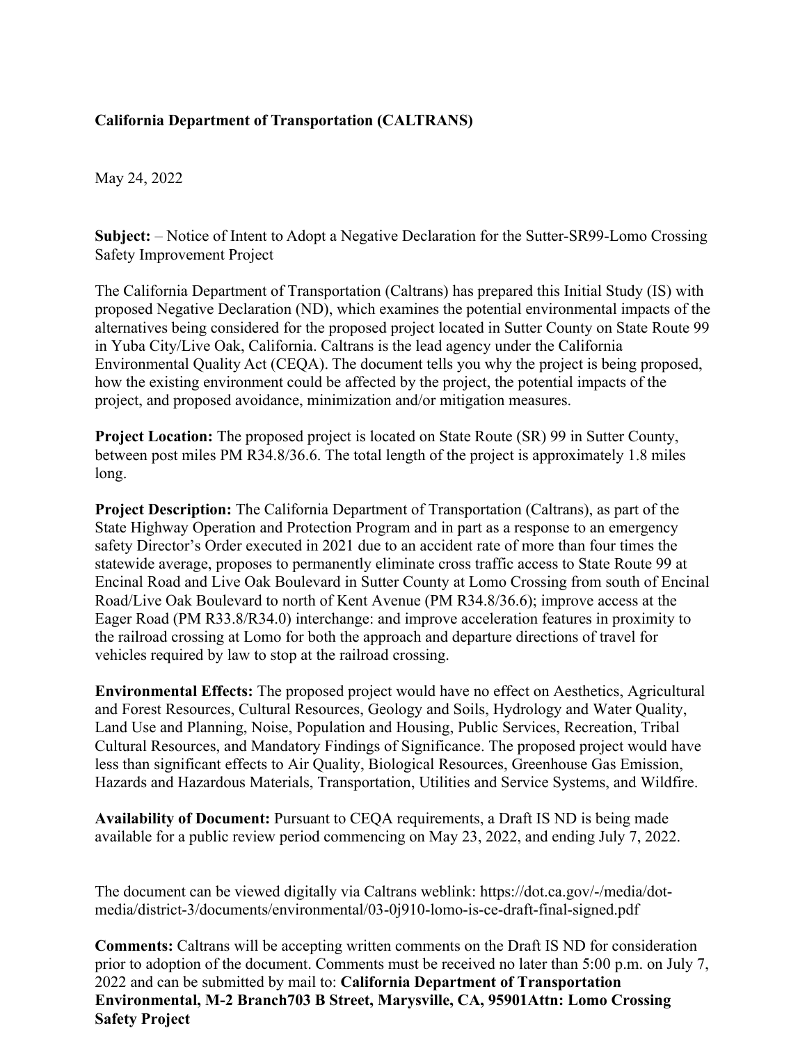**California Department of Transportation (CALTRANS)**

May 24, 2022

**Subject:** – Notice of Intent to Adopt a Negative Declaration for the Sutter-SR99-Lomo Crossing Safety Improvement Project

The California Department of Transportation (Caltrans) has prepared this Initial Study (IS) with proposed Negative Declaration (ND), which examines the potential environmental impacts of the alternatives being considered for the proposed project located in Sutter County on State Route 99 in Yuba City/Live Oak, California. Caltrans is the lead agency under the California Environmental Quality Act (CEQA). The document tells you why the project is being proposed, how the existing environment could be affected by the project, the potential impacts of the project, and proposed avoidance, minimization and/or mitigation measures.

**Project Location:** The proposed project is located on State Route (SR) 99 in Sutter County, between post miles PM R34.8/36.6. The total length of the project is approximately 1.8 miles long.

**Project Description:** The California Department of Transportation (Caltrans), as part of the State Highway Operation and Protection Program and in part as a response to an emergency safety Director's Order executed in 2021 due to an accident rate of more than four times the statewide average, proposes to permanently eliminate cross traffic access to State Route 99 at Encinal Road and Live Oak Boulevard in Sutter County at Lomo Crossing from south of Encinal Road/Live Oak Boulevard to north of Kent Avenue (PM R34.8/36.6); improve access at the Eager Road (PM R33.8/R34.0) interchange: and improve acceleration features in proximity to the railroad crossing at Lomo for both the approach and departure directions of travel for vehicles required by law to stop at the railroad crossing.

**Environmental Effects:** The proposed project would have no effect on Aesthetics, Agricultural and Forest Resources, Cultural Resources, Geology and Soils, Hydrology and Water Quality, Land Use and Planning, Noise, Population and Housing, Public Services, Recreation, Tribal Cultural Resources, and Mandatory Findings of Significance. The proposed project would have less than significant effects to Air Quality, Biological Resources, Greenhouse Gas Emission, Hazards and Hazardous Materials, Transportation, Utilities and Service Systems, and Wildfire.

**Availability of Document:** Pursuant to CEQA requirements, a Draft IS ND is being made available for a public review period commencing on May 23, 2022, and ending July 7, 2022.

The document can be viewed digitally via Caltrans weblink: https://dot.ca.gov/-/media/dot-media/district-3/documents/environmental/03-0j910-lomo-is-ce-draft-final-signed.pdf

**Comments:** Caltrans will be accepting written comments on the Draft IS ND for consideration prior to adoption of the document. Comments must be received no later than 5:00 p.m. on July 7, 2022 and can be submitted by mail to: **California Department of Transportation Environmental, M-2 Branch703 B Street, Marysville, CA, 95901Attn: Lomo Crossing Safety Project**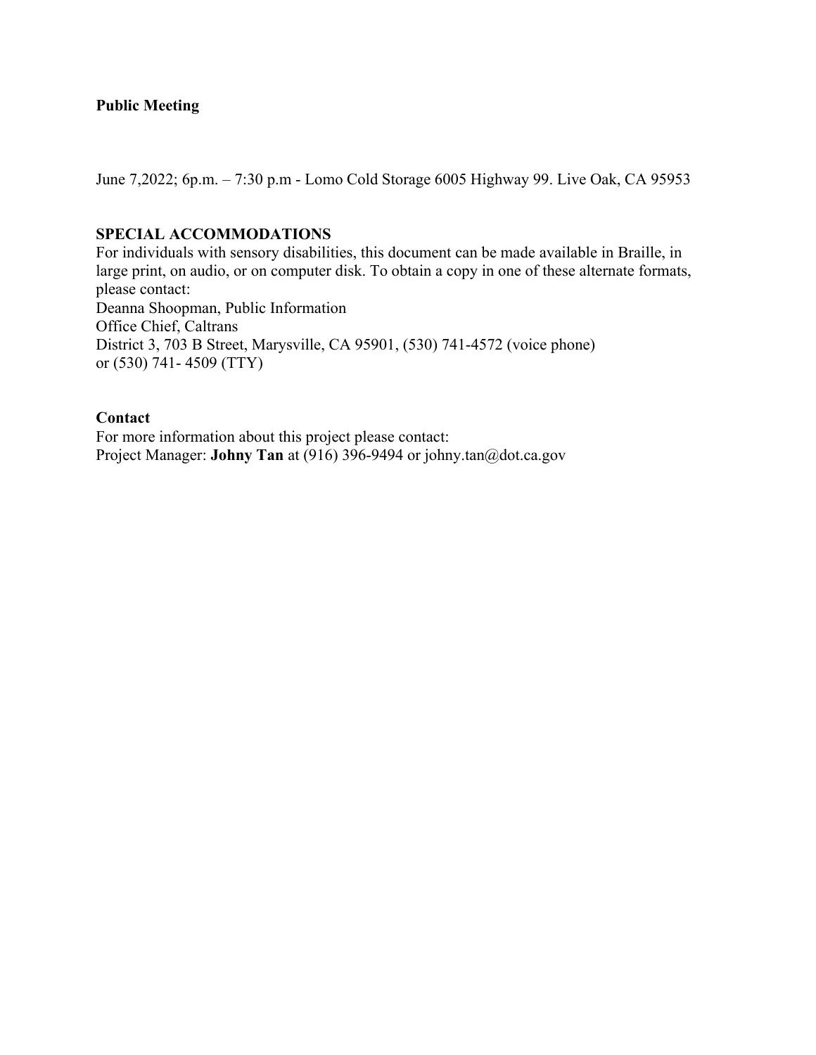**Public Meeting**

June 7,2022; 6p.m. – 7:30 p.m - Lomo Cold Storage 6005 Highway 99. Live Oak, CA 95953

**SPECIAL ACCOMMODATIONS**

For individuals with sensory disabilities, this document can be made available in Braille, in large print, on audio, or on computer disk. To obtain a copy in one of these alternate formats, please contact:
Deanna Shoopman, Public Information
Office Chief, Caltrans
District 3, 703 B Street, Marysville, CA 95901, (530) 741-4572 (voice phone)
or (530) 741- 4509 (TTY)

**Contact**

For more information about this project please contact:
Project Manager: **Johny Tan** at (916) 396-9494 or johny.tan@dot.ca.gov